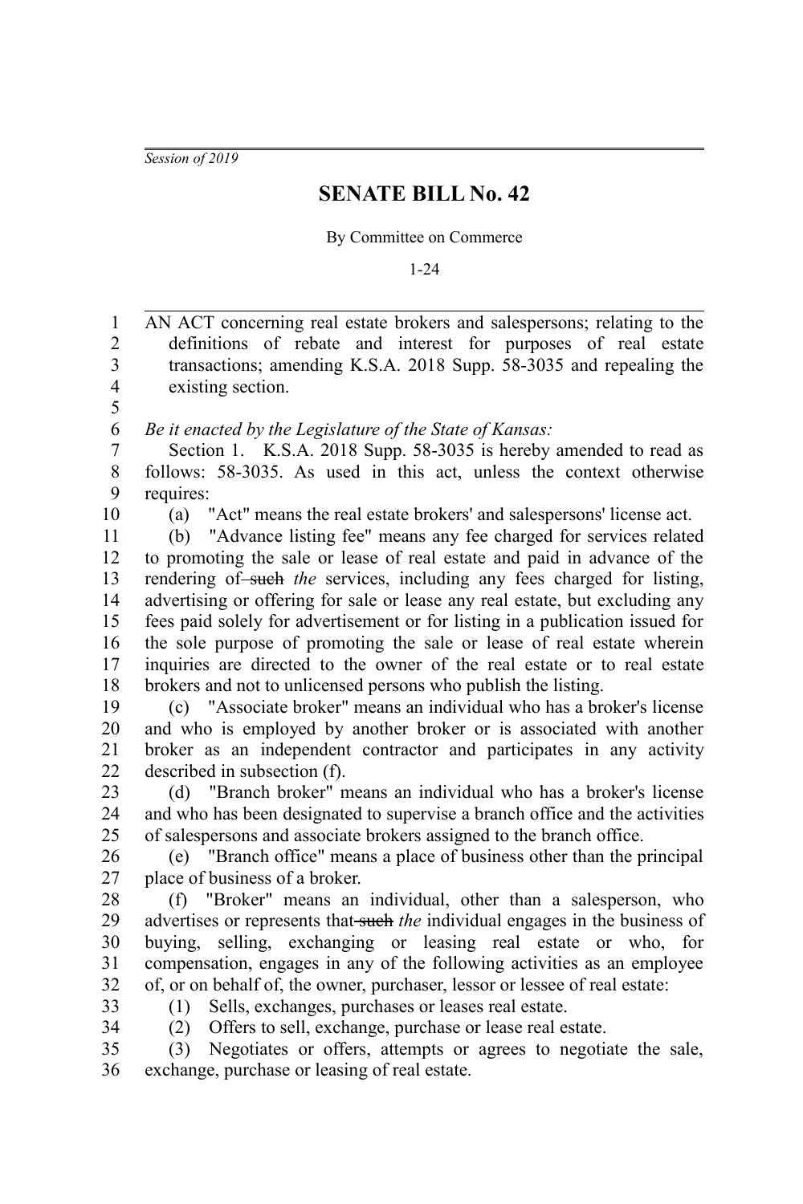*Session of 2019*

# SENATE BILL No. 42

By Committee on Commerce

1-24

AN ACT concerning real estate brokers and salespersons; relating to the definitions of rebate and interest for purposes of real estate transactions; amending K.S.A. 2018 Supp. 58-3035 and repealing the existing section.

*Be it enacted by the Legislature of the State of Kansas:*

Section 1. K.S.A. 2018 Supp. 58-3035 is hereby amended to read as follows: 58-3035. As used in this act, unless the context otherwise requires:

(a) "Act" means the real estate brokers' and salespersons' license act.

(b) "Advance listing fee" means any fee charged for services related to promoting the sale or lease of real estate and paid in advance of the rendering of ~~such~~ *the* services, including any fees charged for listing, advertising or offering for sale or lease any real estate, but excluding any fees paid solely for advertisement or for listing in a publication issued for the sole purpose of promoting the sale or lease of real estate wherein inquiries are directed to the owner of the real estate or to real estate brokers and not to unlicensed persons who publish the listing.

(c) "Associate broker" means an individual who has a broker's license and who is employed by another broker or is associated with another broker as an independent contractor and participates in any activity described in subsection (f).

(d) "Branch broker" means an individual who has a broker's license and who has been designated to supervise a branch office and the activities of salespersons and associate brokers assigned to the branch office.

(e) "Branch office" means a place of business other than the principal place of business of a broker.

(f) "Broker" means an individual, other than a salesperson, who advertises or represents that ~~such~~ *the* individual engages in the business of buying, selling, exchanging or leasing real estate or who, for compensation, engages in any of the following activities as an employee of, or on behalf of, the owner, purchaser, lessor or lessee of real estate:

(1) Sells, exchanges, purchases or leases real estate.

(2) Offers to sell, exchange, purchase or lease real estate.

(3) Negotiates or offers, attempts or agrees to negotiate the sale, exchange, purchase or leasing of real estate.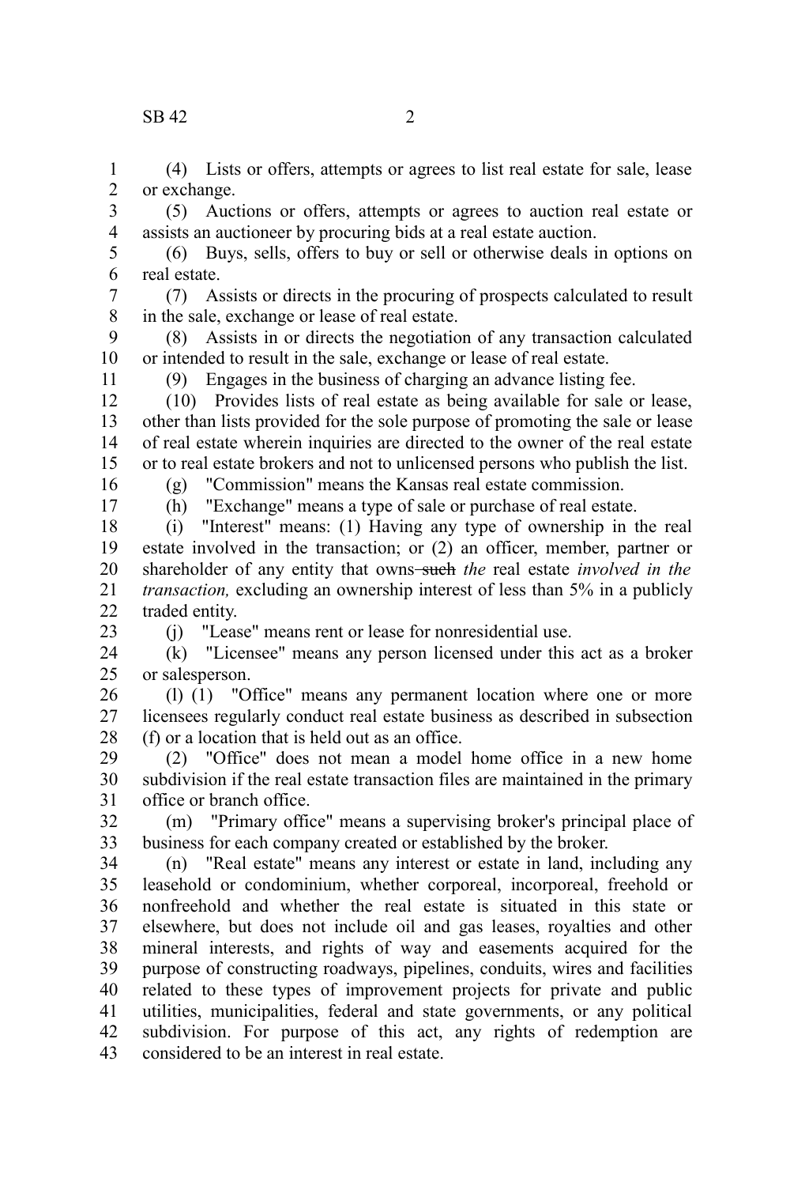(4) Lists or offers, attempts or agrees to list real estate for sale, lease or exchange.

(5) Auctions or offers, attempts or agrees to auction real estate or assists an auctioneer by procuring bids at a real estate auction.

(6) Buys, sells, offers to buy or sell or otherwise deals in options on real estate.

(7) Assists or directs in the procuring of prospects calculated to result in the sale, exchange or lease of real estate.

(8) Assists in or directs the negotiation of any transaction calculated or intended to result in the sale, exchange or lease of real estate.

(9) Engages in the business of charging an advance listing fee.

(10) Provides lists of real estate as being available for sale or lease, other than lists provided for the sole purpose of promoting the sale or lease of real estate wherein inquiries are directed to the owner of the real estate or to real estate brokers and not to unlicensed persons who publish the list.

(g) "Commission" means the Kansas real estate commission.

(h) "Exchange" means a type of sale or purchase of real estate.

(i) "Interest" means: (1) Having any type of ownership in the real estate involved in the transaction; or (2) an officer, member, partner or shareholder of any entity that owns ~~such~~ *the* real estate *involved in the transaction,* excluding an ownership interest of less than 5% in a publicly traded entity.

(j) "Lease" means rent or lease for nonresidential use.

(k) "Licensee" means any person licensed under this act as a broker or salesperson.

(l) (1) "Office" means any permanent location where one or more licensees regularly conduct real estate business as described in subsection (f) or a location that is held out as an office.

(2) "Office" does not mean a model home office in a new home subdivision if the real estate transaction files are maintained in the primary office or branch office.

(m) "Primary office" means a supervising broker's principal place of business for each company created or established by the broker.

(n) "Real estate" means any interest or estate in land, including any leasehold or condominium, whether corporeal, incorporeal, freehold or nonfreehold and whether the real estate is situated in this state or elsewhere, but does not include oil and gas leases, royalties and other mineral interests, and rights of way and easements acquired for the purpose of constructing roadways, pipelines, conduits, wires and facilities related to these types of improvement projects for private and public utilities, municipalities, federal and state governments, or any political subdivision. For purpose of this act, any rights of redemption are considered to be an interest in real estate.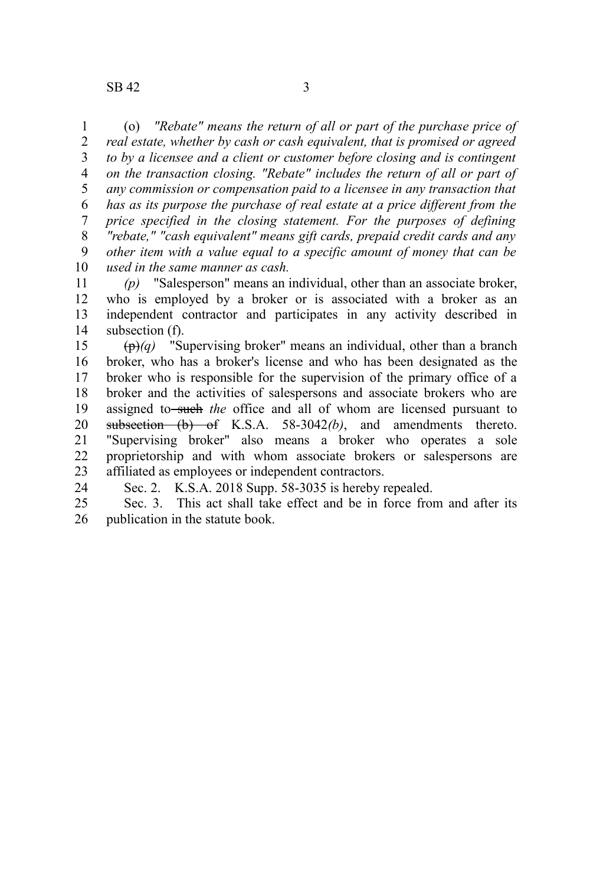(o) *"Rebate" means the return of all or part of the purchase price of real estate, whether by cash or cash equivalent, that is promised or agreed to by a licensee and a client or customer before closing and is contingent on the transaction closing. "Rebate" includes the return of all or part of any commission or compensation paid to a licensee in any transaction that has as its purpose the purchase of real estate at a price different from the price specified in the closing statement. For the purposes of defining "rebate," "cash equivalent" means gift cards, prepaid credit cards and any other item with a value equal to a specific amount of money that can be used in the same manner as cash.*

*(p)* "Salesperson" means an individual, other than an associate broker, who is employed by a broker or is associated with a broker as an independent contractor and participates in any activity described in subsection (f).

~~(p)~~*(q)* "Supervising broker" means an individual, other than a branch broker, who has a broker's license and who has been designated as the broker who is responsible for the supervision of the primary office of a broker and the activities of salespersons and associate brokers who are assigned to ~~such~~ *the* office and all of whom are licensed pursuant to ~~subsection (b) of~~ K.S.A. 58-3042*(b)*, and amendments thereto. "Supervising broker" also means a broker who operates a sole proprietorship and with whom associate brokers or salespersons are affiliated as employees or independent contractors.

Sec. 2. K.S.A. 2018 Supp. 58-3035 is hereby repealed.

Sec. 3. This act shall take effect and be in force from and after its publication in the statute book.